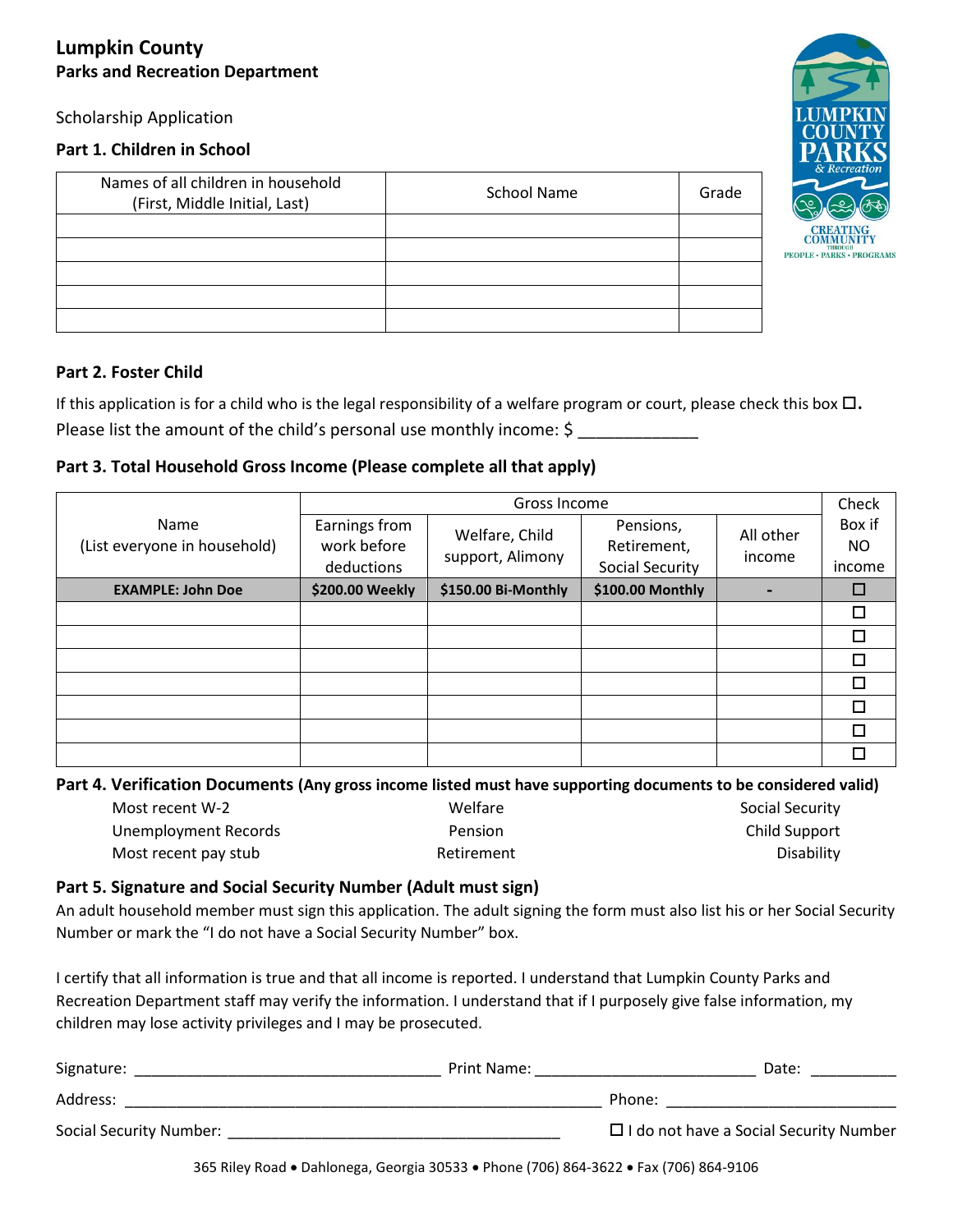# Lumpkin County

## Parks and Recreation Department

Scholarship Application

### Part 1. Children in School

| Names of all children in household (First, Middle Initial, Last) | School Name | Grade |
|---|---|---|
| | | |
| | | |
| | | |
| | | |
| | | |

### Part 2. Foster Child

If this application is for a child who is the legal responsibility of a welfare program or court, please check this box ☐.
Please list the amount of the child's personal use monthly income: $ ____________

### Part 3. Total Household Gross Income (Please complete all that apply)

| Name (List everyone in household) | Gross Income | | | | Check Box if NO income |
|---|---|---|---|---|---|
| | Earnings from work before deductions | Welfare, Child support, Alimony | Pensions, Retirement, Social Security | All other income | |
| **EXAMPLE: John Doe** | **$200.00 Weekly** | **$150.00 Bi-Monthly** | **$100.00 Monthly** | **-** | ☐ |
| | | | | | ☐ |
| | | | | | ☐ |
| | | | | | ☐ |
| | | | | | ☐ |
| | | | | | ☐ |
| | | | | | ☐ |
| | | | | | ☐ |

### Part 4. Verification Documents (Any gross income listed must have supporting documents to be considered valid)

| | | |
|---|---|---|
| Most recent W-2 | Welfare | Social Security |
| Unemployment Records | Pension | Child Support |
| Most recent pay stub | Retirement | Disability |

### Part 5. Signature and Social Security Number (Adult must sign)

An adult household member must sign this application. The adult signing the form must also list his or her Social Security Number or mark the "I do not have a Social Security Number" box.

I certify that all information is true and that all income is reported. I understand that Lumpkin County Parks and Recreation Department staff may verify the information. I understand that if I purposely give false information, my children may lose activity privileges and I may be prosecuted.

Signature: ______________________________ Print Name: ______________________ Date: _________

Address: ________________________________________________ Phone: ______________________

Social Security Number: ________________________________ ☐ I do not have a Social Security Number

365 Riley Road • Dahlonega, Georgia 30533 • Phone (706) 864-3622 • Fax (706) 864-9106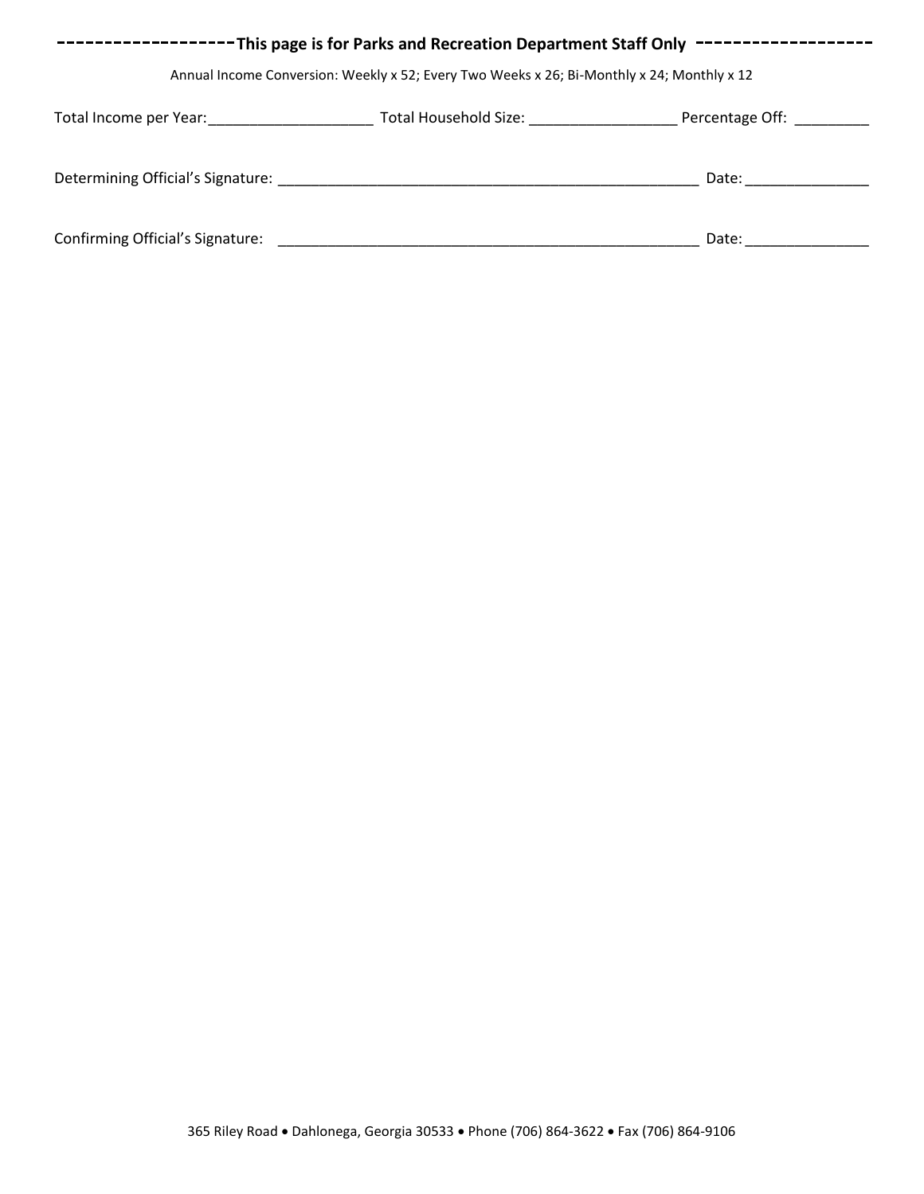**-------------------This page is for Parks and Recreation Department Staff Only -------------------**

Annual Income Conversion: Weekly x 52; Every Two Weeks x 26; Bi-Monthly x 24; Monthly x 12

Total Income per Year:____________________ Total Household Size: __________________ Percentage Off: _________

Determining Official's Signature: _____________________________________________________ Date: _______________

Confirming Official's Signature: _____________________________________________________ Date: _______________

365 Riley Road • Dahlonega, Georgia 30533 • Phone (706) 864-3622 • Fax (706) 864-9106